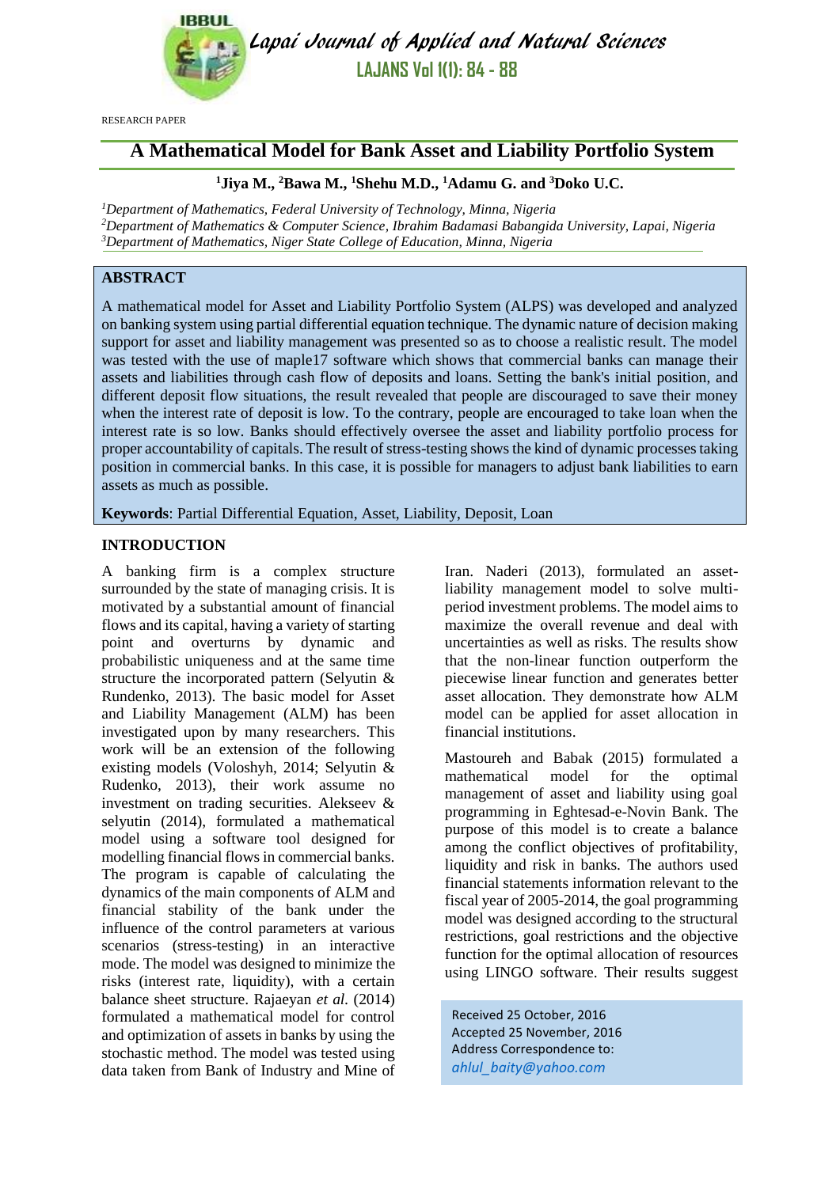RESEARCH PAPER

# A Mathematical Model for Bank Asset and Liability Portfolio System

**[1]Jiya M., [2]Bawa M., [1]Shehu M.D., [1]Adamu G. and [3]Doko U.C.**

*[1]Department of Mathematics, Federal University of Technology, Minna, Nigeria*
*[2]Department of Mathematics & Computer Science, Ibrahim Badamasi Babangida University, Lapai, Nigeria*
*[3]Department of Mathematics, Niger State College of Education, Minna, Nigeria*

## ABSTRACT

A mathematical model for Asset and Liability Portfolio System (ALPS) was developed and analyzed on banking system using partial differential equation technique. The dynamic nature of decision making support for asset and liability management was presented so as to choose a realistic result. The model was tested with the use of maple17 software which shows that commercial banks can manage their assets and liabilities through cash flow of deposits and loans. Setting the bank's initial position, and different deposit flow situations, the result revealed that people are discouraged to save their money when the interest rate of deposit is low. To the contrary, people are encouraged to take loan when the interest rate is so low. Banks should effectively oversee the asset and liability portfolio process for proper accountability of capitals. The result of stress-testing shows the kind of dynamic processes taking position in commercial banks. In this case, it is possible for managers to adjust bank liabilities to earn assets as much as possible.

**Keywords**: Partial Differential Equation, Asset, Liability, Deposit, Loan

## INTRODUCTION

A banking firm is a complex structure surrounded by the state of managing crisis. It is motivated by a substantial amount of financial flows and its capital, having a variety of starting point and overturns by dynamic and probabilistic uniqueness and at the same time structure the incorporated pattern (Selyutin & Rundenko, 2013). The basic model for Asset and Liability Management (ALM) has been investigated upon by many researchers. This work will be an extension of the following existing models (Voloshyh, 2014; Selyutin & Rudenko, 2013), their work assume no investment on trading securities. Alekseev & selyutin (2014), formulated a mathematical model using a software tool designed for modelling financial flows in commercial banks. The program is capable of calculating the dynamics of the main components of ALM and financial stability of the bank under the influence of the control parameters at various scenarios (stress-testing) in an interactive mode. The model was designed to minimize the risks (interest rate, liquidity), with a certain balance sheet structure. Rajaeyan *et al.* (2014) formulated a mathematical model for control and optimization of assets in banks by using the stochastic method. The model was tested using data taken from Bank of Industry and Mine of Iran. Naderi (2013), formulated an asset-liability management model to solve multi-period investment problems. The model aims to maximize the overall revenue and deal with uncertainties as well as risks. The results show that the non-linear function outperform the piecewise linear function and generates better asset allocation. They demonstrate how ALM model can be applied for asset allocation in financial institutions.

Mastoureh and Babak (2015) formulated a mathematical model for the optimal management of asset and liability using goal programming in Eghtesad-e-Novin Bank. The purpose of this model is to create a balance among the conflict objectives of profitability, liquidity and risk in banks. The authors used financial statements information relevant to the fiscal year of 2005-2014, the goal programming model was designed according to the structural restrictions, goal restrictions and the objective function for the optimal allocation of resources using LINGO software. Their results suggest

Received 25 October, 2016
Accepted 25 November, 2016
Address Correspondence to:
*ahlul_baity@yahoo.com*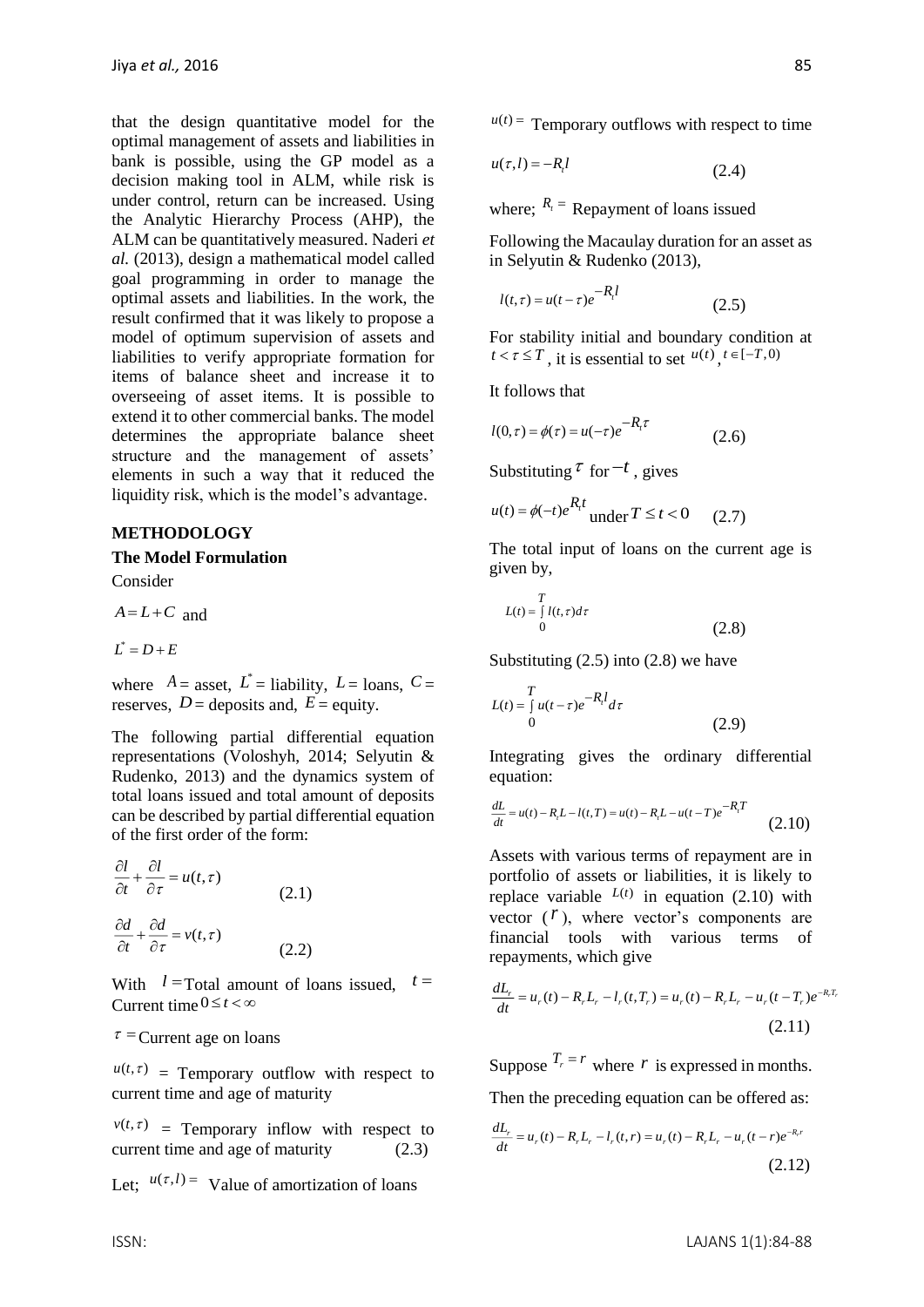that the design quantitative model for the optimal management of assets and liabilities in bank is possible, using the GP model as a decision making tool in ALM, while risk is under control, return can be increased. Using the Analytic Hierarchy Process (AHP), the ALM can be quantitatively measured. Naderi *et al.* (2013), design a mathematical model called goal programming in order to manage the optimal assets and liabilities. In the work, the result confirmed that it was likely to propose a model of optimum supervision of assets and liabilities to verify appropriate formation for items of balance sheet and increase it to overseeing of asset items. It is possible to extend it to other commercial banks. The model determines the appropriate balance sheet structure and the management of assets' elements in such a way that it reduced the liquidity risk, which is the model's advantage.

## METHODOLOGY

### The Model Formulation

Consider

$A = L + C$ and

$L^* = D + E$

where $A$ = asset, $L^*$ = liability, $L$ = loans, $C$ = reserves, $D$ = deposits and, $E$ = equity.

The following partial differential equation representations (Voloshyh, 2014; Selyutin & Rudenko, 2013) and the dynamics system of total loans issued and total amount of deposits can be described by partial differential equation of the first order of the form:

$$\frac{\partial l}{\partial t} + \frac{\partial l}{\partial \tau} = u(t, \tau) \qquad (2.1)$$

$$\frac{\partial d}{\partial t} + \frac{\partial d}{\partial \tau} = v(t, \tau) \qquad (2.2)$$

With $l$ = Total amount of loans issued, $t$ = Current time $0 \le t < \infty$

$\tau$ = Current age on loans

$u(t, \tau)$ = Temporary outflow with respect to current time and age of maturity

$v(t, \tau)$ = Temporary inflow with respect to current time and age of maturity (2.3)

Let; $u(\tau, l)$ = Value of amortization of loans

$u(t)$ = Temporary outflows with respect to time

$$u(\tau, l) = -R_l l \qquad (2.4)$$

where; $R_l$ = Repayment of loans issued

Following the Macaulay duration for an asset as in Selyutin & Rudenko (2013),

$$l(t, \tau) = u(t - \tau) e^{-R_l l} \qquad (2.5)$$

For stability initial and boundary condition at $t < \tau \le T$, it is essential to set $u(t)$, $t \in [-T, 0)$

It follows that

$$l(0, \tau) = \phi(\tau) = u(-\tau) e^{-R_l \tau} \qquad (2.6)$$

Substituting $\tau$ for $-t$, gives

$$u(t) = \phi(-t) e^{R_l t} \text{ under } T \le t < 0 \qquad (2.7)$$

The total input of loans on the current age is given by,

$$L(t) = \int_0^T l(t, \tau) d\tau \qquad (2.8)$$

Substituting (2.5) into (2.8) we have

$$L(t) = \int_0^T u(t - \tau) e^{-R_l l} d\tau \qquad (2.9)$$

Integrating gives the ordinary differential equation:

$$\frac{dL}{dt} = u(t) - R_l L - l(t, T) = u(t) - R_l L - u(t - T) e^{-R_l T} \qquad (2.10)$$

Assets with various terms of repayment are in portfolio of assets or liabilities, it is likely to replace variable $L(t)$ in equation (2.10) with vector ($r$), where vector's components are financial tools with various terms of repayments, which give

$$\frac{dL_r}{dt} = u_r(t) - R_r L_r - l_r(t, T_r) = u_r(t) - R_r L_r - u_r(t - T_r) e^{-R_r T_r} \qquad (2.11)$$

Suppose $T_r = r$ where $r$ is expressed in months.

Then the preceding equation can be offered as:

$$\frac{dL_r}{dt} = u_r(t) - R_r L_r - l_r(t, r) = u_r(t) - R_r L_r - u_r(t - r) e^{-R_r r} \qquad (2.12)$$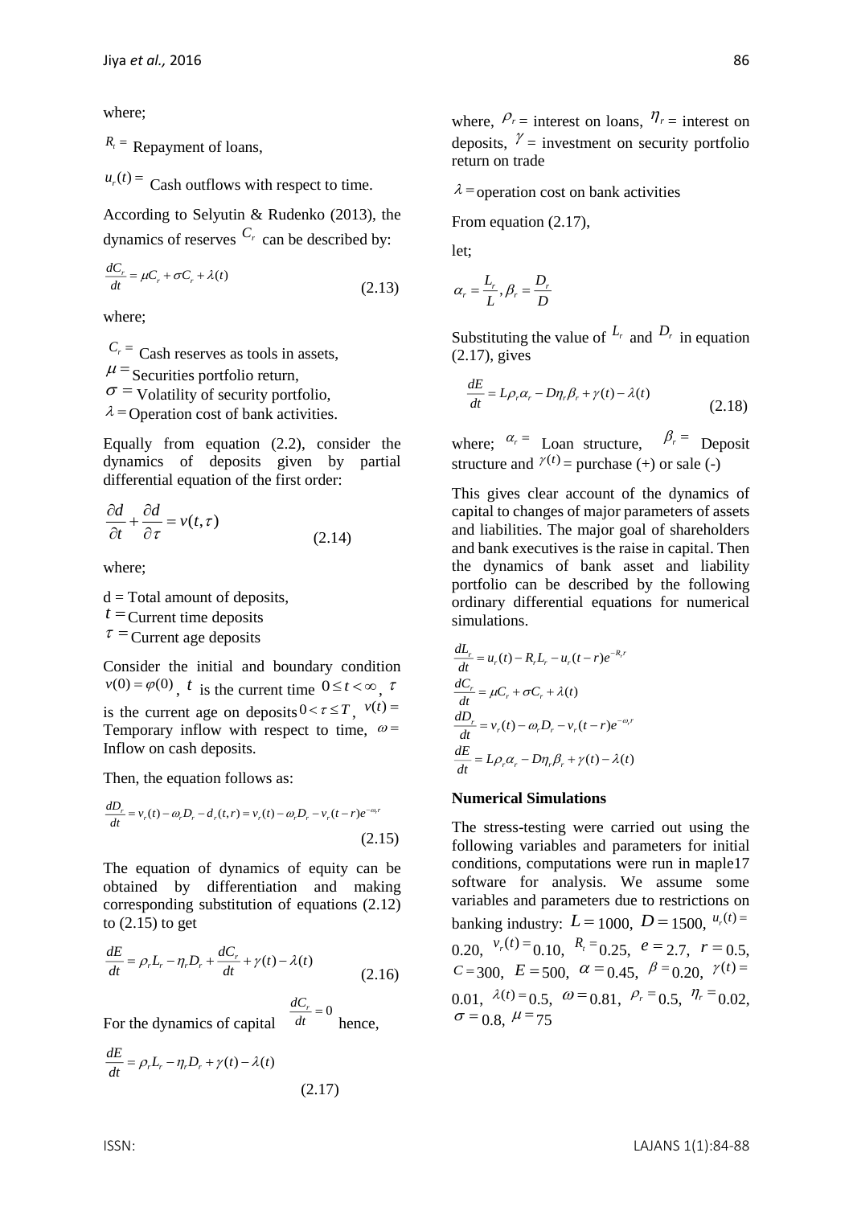where;

$R_t =$ Repayment of loans,

$u_r(t) =$ Cash outflows with respect to time.

According to Selyutin & Rudenko (2013), the dynamics of reserves $C_r$ can be described by:

$$\frac{dC_r}{dt} = \mu C_r + \sigma C_r + \lambda(t) \tag{2.13}$$

where;

$C_r =$ Cash reserves as tools in assets,
$\mu =$ Securities portfolio return,
$\sigma =$ Volatility of security portfolio,
$\lambda =$ Operation cost of bank activities.

Equally from equation (2.2), consider the dynamics of deposits given by partial differential equation of the first order:

$$\frac{\partial d}{\partial t} + \frac{\partial d}{\partial \tau} = v(t, \tau) \tag{2.14}$$

where;

d = Total amount of deposits,
$t =$ Current time deposits
$\tau =$ Current age deposits

Consider the initial and boundary condition $v(0) = \varphi(0)$, $t$ is the current time $0 \le t < \infty$, $\tau$ is the current age on deposits $0 < \tau \le T$, $v(t) =$ Temporary inflow with respect to time, $\omega =$ Inflow on cash deposits.

Then, the equation follows as:

$$\frac{dD_r}{dt} = v_r(t) - \omega_r D_r - d_r(t, r) = v_r(t) - \omega_r D_r - v_r(t-r)e^{-\omega_r r} \tag{2.15}$$

The equation of dynamics of equity can be obtained by differentiation and making corresponding substitution of equations (2.12) to (2.15) to get

$$\frac{dE}{dt} = \rho_r L_r - \eta_r D_r + \frac{dC_r}{dt} + \gamma(t) - \lambda(t) \tag{2.16}$$

For the dynamics of capital $\frac{dC_r}{dt} = 0$ hence,

$$\frac{dE}{dt} = \rho_r L_r - \eta_r D_r + \gamma(t) - \lambda(t) \tag{2.17}$$

where, $\rho_r =$ interest on loans, $\eta_r =$ interest on deposits, $\gamma =$ investment on security portfolio return on trade

$\lambda =$ operation cost on bank activities

From equation (2.17),

let;

$$\alpha_r = \frac{L_r}{L}, \beta_r = \frac{D_r}{D}$$

Substituting the value of $L_r$ and $D_r$ in equation (2.17), gives

$$\frac{dE}{dt} = L\rho_r\alpha_r - D\eta_r\beta_r + \gamma(t) - \lambda(t) \tag{2.18}$$

where; $\alpha_r =$ Loan structure, $\beta_r =$ Deposit structure and $\gamma(t) =$ purchase (+) or sale (-)

This gives clear account of the dynamics of capital to changes of major parameters of assets and liabilities. The major goal of shareholders and bank executives is the raise in capital. Then the dynamics of bank asset and liability portfolio can be described by the following ordinary differential equations for numerical simulations.

$$\frac{dL_r}{dt} = u_r(t) - R_t L_r - u_r(t-r)e^{-R_t r}$$
$$\frac{dC_r}{dt} = \mu C_r + \sigma C_r + \lambda(t)$$
$$\frac{dD_r}{dt} = v_r(t) - \omega_r D_r - v_r(t-r)e^{-\omega_r r}$$
$$\frac{dE}{dt} = L\rho_r\alpha_r - D\eta_r\beta_r + \gamma(t) - \lambda(t)$$

## Numerical Simulations

The stress-testing were carried out using the following variables and parameters for initial conditions, computations were run in maple17 software for analysis. We assume some variables and parameters due to restrictions on banking industry: $L = 1000$, $D = 1500$, $u_r(t) = 0.20$, $v_r(t) = 0.10$, $R_t = 0.25$, $e = 2.7$, $r = 0.5$, $C = 300$, $E = 500$, $\alpha = 0.45$, $\beta = 0.20$, $\gamma(t) = 0.01$, $\lambda(t) = 0.5$, $\omega = 0.81$, $\rho_r = 0.5$, $\eta_r = 0.02$, $\sigma = 0.8$, $\mu = 75$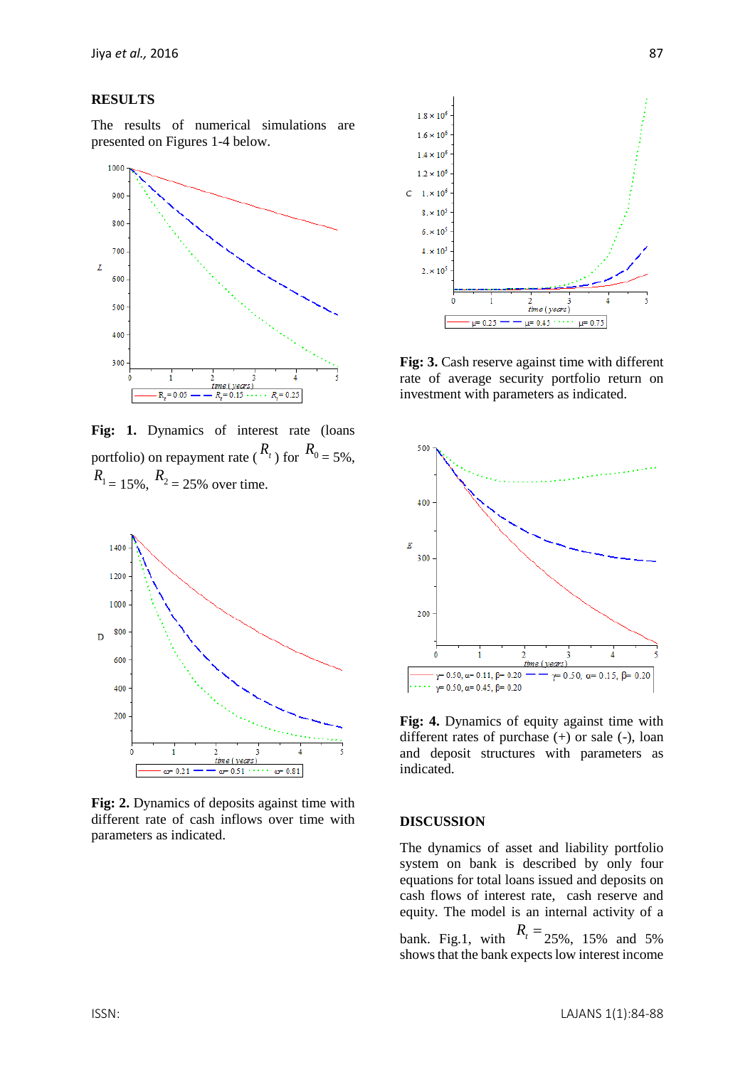## RESULTS

The results of numerical simulations are presented on Figures 1-4 below.

**Fig: 1.** Dynamics of interest rate (loans portfolio) on repayment rate ($R_t$) for $R_0$ = 5%, $R_1$ = 15%, $R_2$ = 25% over time.

**Fig: 2.** Dynamics of deposits against time with different rate of cash inflows over time with parameters as indicated.

**Fig: 3.** Cash reserve against time with different rate of average security portfolio return on investment with parameters as indicated.

**Fig: 4.** Dynamics of equity against time with different rates of purchase (+) or sale (-), loan and deposit structures with parameters as indicated.

## DISCUSSION

The dynamics of asset and liability portfolio system on bank is described by only four equations for total loans issued and deposits on cash flows of interest rate, cash reserve and equity. The model is an internal activity of a bank. Fig.1, with $R_t =$ 25%, 15% and 5% shows that the bank expects low interest income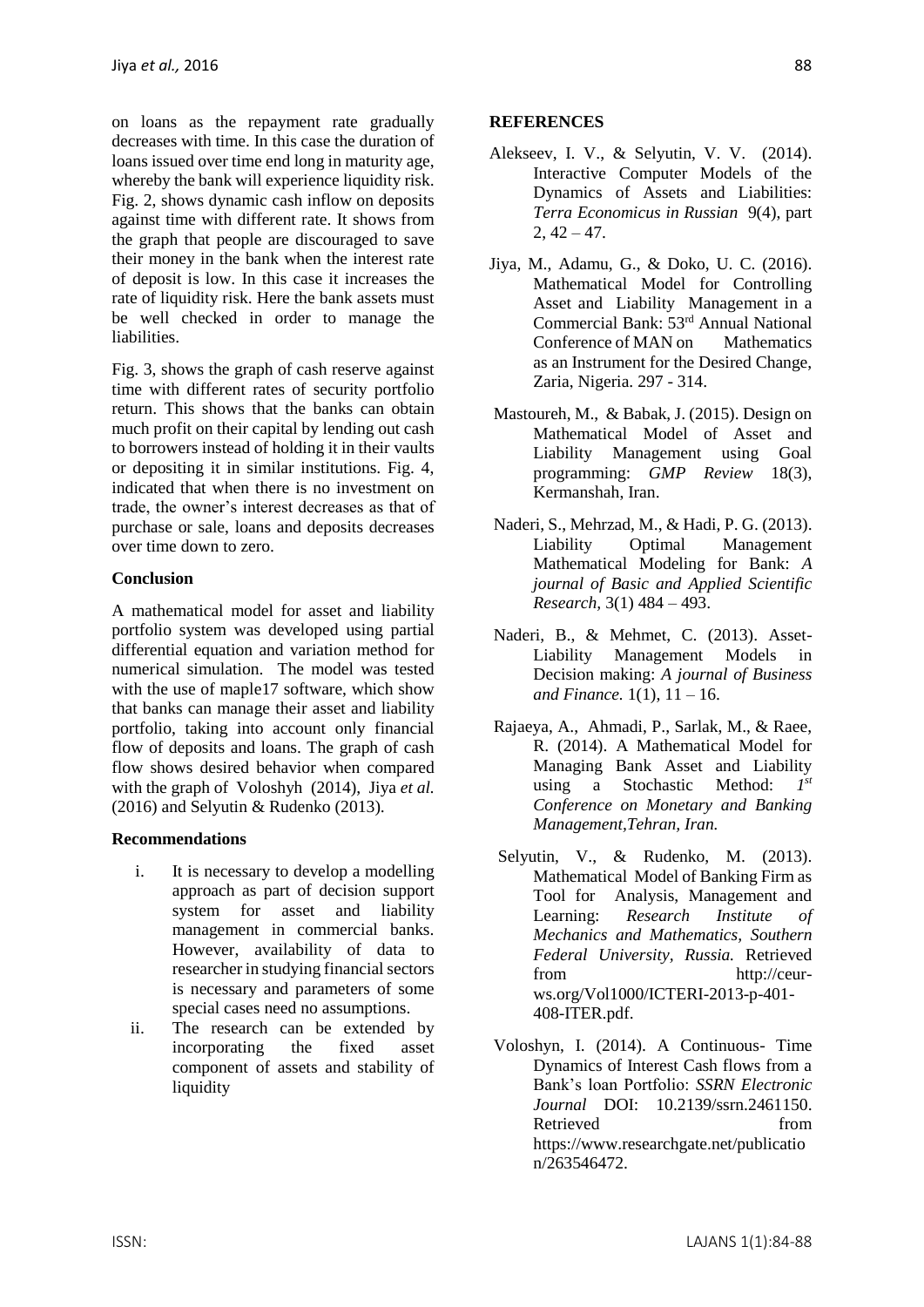on loans as the repayment rate gradually decreases with time. In this case the duration of loans issued over time end long in maturity age, whereby the bank will experience liquidity risk. Fig. 2, shows dynamic cash inflow on deposits against time with different rate. It shows from the graph that people are discouraged to save their money in the bank when the interest rate of deposit is low. In this case it increases the rate of liquidity risk. Here the bank assets must be well checked in order to manage the liabilities.

Fig. 3, shows the graph of cash reserve against time with different rates of security portfolio return. This shows that the banks can obtain much profit on their capital by lending out cash to borrowers instead of holding it in their vaults or depositing it in similar institutions. Fig. 4, indicated that when there is no investment on trade, the owner's interest decreases as that of purchase or sale, loans and deposits decreases over time down to zero.

## Conclusion

A mathematical model for asset and liability portfolio system was developed using partial differential equation and variation method for numerical simulation. The model was tested with the use of maple17 software, which show that banks can manage their asset and liability portfolio, taking into account only financial flow of deposits and loans. The graph of cash flow shows desired behavior when compared with the graph of Voloshyh (2014), Jiya *et al.* (2016) and Selyutin & Rudenko (2013).

## Recommendations

i. It is necessary to develop a modelling approach as part of decision support system for asset and liability management in commercial banks. However, availability of data to researcher in studying financial sectors is necessary and parameters of some special cases need no assumptions.
ii. The research can be extended by incorporating the fixed asset component of assets and stability of liquidity

## REFERENCES

Alekseev, I. V., & Selyutin, V. V. (2014). Interactive Computer Models of the Dynamics of Assets and Liabilities: *Terra Economicus in Russian* 9(4), part 2, 42 – 47.

Jiya, M., Adamu, G., & Doko, U. C. (2016). Mathematical Model for Controlling Asset and Liability Management in a Commercial Bank: 53rd Annual National Conference of MAN on Mathematics as an Instrument for the Desired Change, Zaria, Nigeria. 297 - 314.

Mastoureh, M., & Babak, J. (2015). Design on Mathematical Model of Asset and Liability Management using Goal programming: *GMP Review* 18(3), Kermanshah, Iran.

Naderi, S., Mehrzad, M., & Hadi, P. G. (2013). Liability Optimal Management Mathematical Modeling for Bank: *A journal of Basic and Applied Scientific Research,* 3(1) 484 – 493.

Naderi, B., & Mehmet, C. (2013). Asset-Liability Management Models in Decision making: *A journal of Business and Finance.* 1(1), 11 – 16.

Rajaeya, A., Ahmadi, P., Sarlak, M., & Raee, R. (2014). A Mathematical Model for Managing Bank Asset and Liability using a Stochastic Method: *1st Conference on Monetary and Banking Management,Tehran, Iran.*

Selyutin, V., & Rudenko, M. (2013). Mathematical Model of Banking Firm as Tool for Analysis, Management and Learning: *Research Institute of Mechanics and Mathematics, Southern Federal University, Russia.* Retrieved from http://ceur-ws.org/Vol1000/ICTERI-2013-p-401-408-ITER.pdf.

Voloshyn, I. (2014). A Continuous- Time Dynamics of Interest Cash flows from a Bank's loan Portfolio: *SSRN Electronic Journal* DOI: 10.2139/ssrn.2461150. Retrieved from https://www.researchgate.net/publication/263546472.